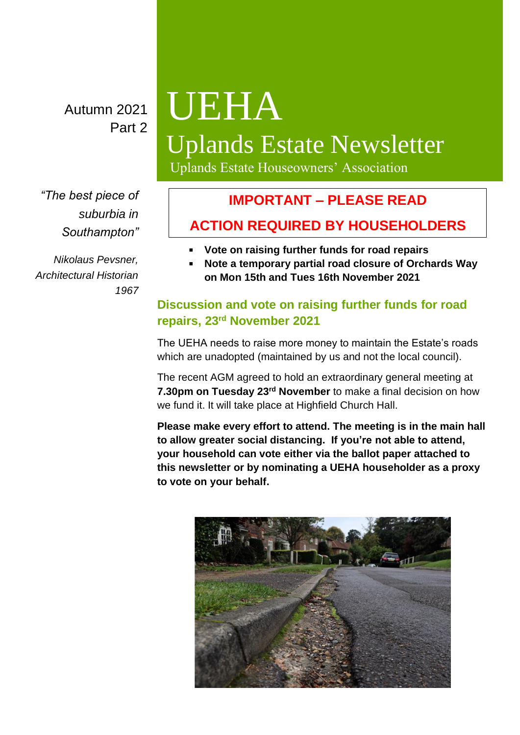Autumn 2021
Part 2

# UEHA

## Uplands Estate Newsletter

Uplands Estate Houseowners' Association

*"The best piece of suburbia in Southampton"*

*Nikolaus Pevsner, Architectural Historian 1967*

**IMPORTANT – PLEASE READ**

**ACTION REQUIRED BY HOUSEHOLDERS**

- **Vote on raising further funds for road repairs**
- **Note a temporary partial road closure of Orchards Way on Mon 15th and Tues 16th November 2021**

### Discussion and vote on raising further funds for road repairs, 23rd November 2021

The UEHA needs to raise more money to maintain the Estate's roads which are unadopted (maintained by us and not the local council).

The recent AGM agreed to hold an extraordinary general meeting at **7.30pm on Tuesday 23rd November** to make a final decision on how we fund it. It will take place at Highfield Church Hall.

**Please make every effort to attend. The meeting is in the main hall to allow greater social distancing. If you're not able to attend, your household can vote either via the ballot paper attached to this newsletter or by nominating a UEHA householder as a proxy to vote on your behalf.**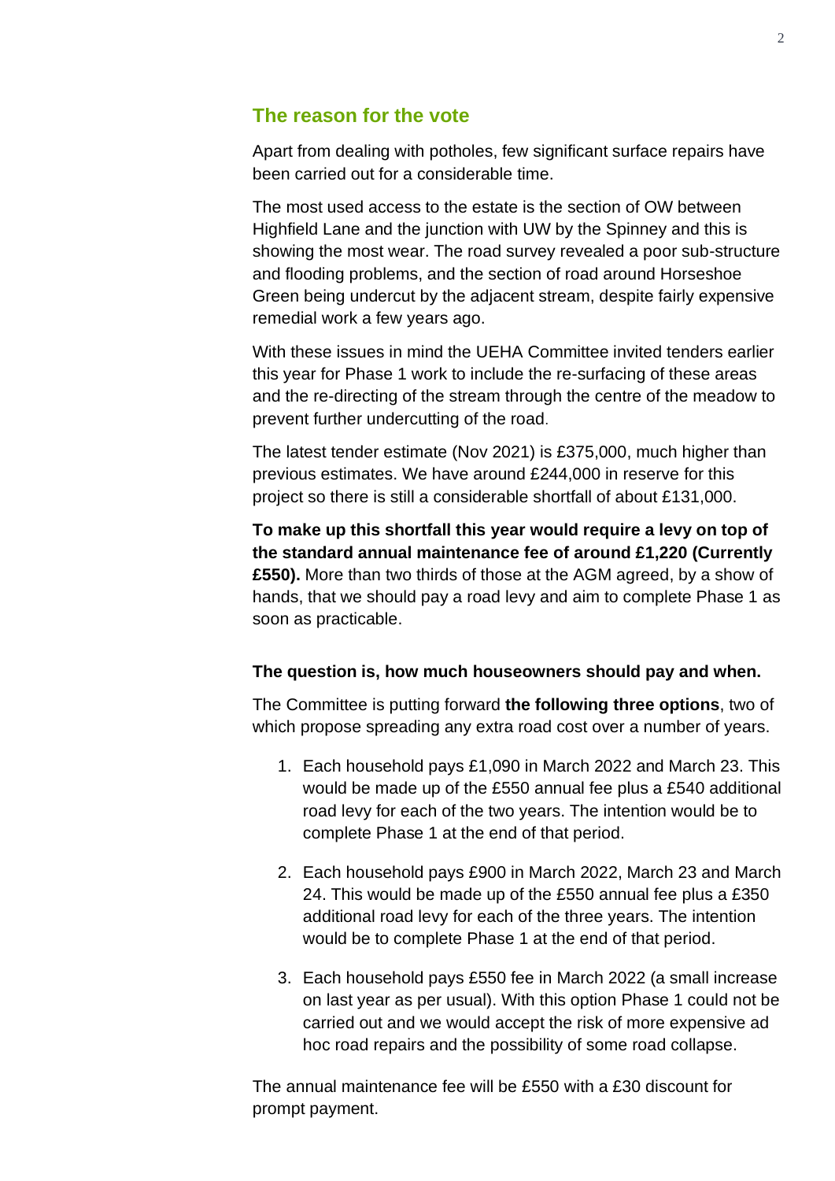## The reason for the vote

Apart from dealing with potholes, few significant surface repairs have been carried out for a considerable time.

The most used access to the estate is the section of OW between Highfield Lane and the junction with UW by the Spinney and this is showing the most wear. The road survey revealed a poor sub-structure and flooding problems, and the section of road around Horseshoe Green being undercut by the adjacent stream, despite fairly expensive remedial work a few years ago.

With these issues in mind the UEHA Committee invited tenders earlier this year for Phase 1 work to include the re-surfacing of these areas and the re-directing of the stream through the centre of the meadow to prevent further undercutting of the road.

The latest tender estimate (Nov 2021) is £375,000, much higher than previous estimates. We have around £244,000 in reserve for this project so there is still a considerable shortfall of about £131,000.

**To make up this shortfall this year would require a levy on top of the standard annual maintenance fee of around £1,220 (Currently £550).** More than two thirds of those at the AGM agreed, by a show of hands, that we should pay a road levy and aim to complete Phase 1 as soon as practicable.

**The question is, how much houseowners should pay and when.**

The Committee is putting forward **the following three options**, two of which propose spreading any extra road cost over a number of years.

1. Each household pays £1,090 in March 2022 and March 23. This would be made up of the £550 annual fee plus a £540 additional road levy for each of the two years. The intention would be to complete Phase 1 at the end of that period.
2. Each household pays £900 in March 2022, March 23 and March 24. This would be made up of the £550 annual fee plus a £350 additional road levy for each of the three years. The intention would be to complete Phase 1 at the end of that period.
3. Each household pays £550 fee in March 2022 (a small increase on last year as per usual). With this option Phase 1 could not be carried out and we would accept the risk of more expensive ad hoc road repairs and the possibility of some road collapse.

The annual maintenance fee will be £550 with a £30 discount for prompt payment.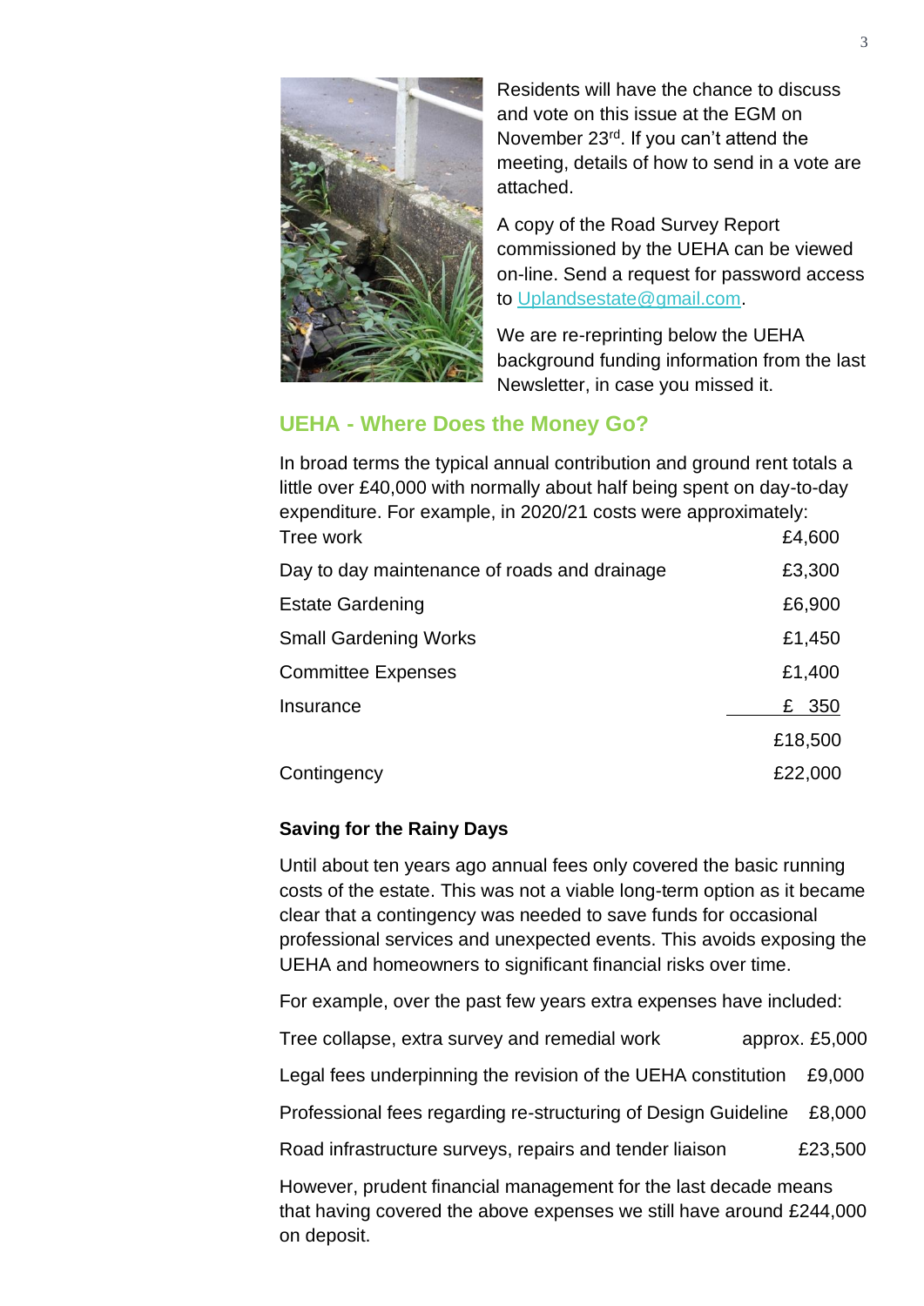Residents will have the chance to discuss and vote on this issue at the EGM on November 23rd. If you can't attend the meeting, details of how to send in a vote are attached.

A copy of the Road Survey Report commissioned by the UEHA can be viewed on-line. Send a request for password access to Uplandsestate@gmail.com.

We are re-reprinting below the UEHA background funding information from the last Newsletter, in case you missed it.

## UEHA - Where Does the Money Go?

In broad terms the typical annual contribution and ground rent totals a little over £40,000 with normally about half being spent on day-to-day expenditure. For example, in 2020/21 costs were approximately:

| | |
|---|---|
| Tree work | £4,600 |
| Day to day maintenance of roads and drainage | £3,300 |
| Estate Gardening | £6,900 |
| Small Gardening Works | £1,450 |
| Committee Expenses | £1,400 |
| Insurance | £ 350 |
| | £18,500 |
| Contingency | £22,000 |

**Saving for the Rainy Days**

Until about ten years ago annual fees only covered the basic running costs of the estate. This was not a viable long-term option as it became clear that a contingency was needed to save funds for occasional professional services and unexpected events. This avoids exposing the UEHA and homeowners to significant financial risks over time.

For example, over the past few years extra expenses have included:

| | |
|---|---|
| Tree collapse, extra survey and remedial work | approx. £5,000 |
| Legal fees underpinning the revision of the UEHA constitution | £9,000 |
| Professional fees regarding re-structuring of Design Guideline | £8,000 |
| Road infrastructure surveys, repairs and tender liaison | £23,500 |

However, prudent financial management for the last decade means that having covered the above expenses we still have around £244,000 on deposit.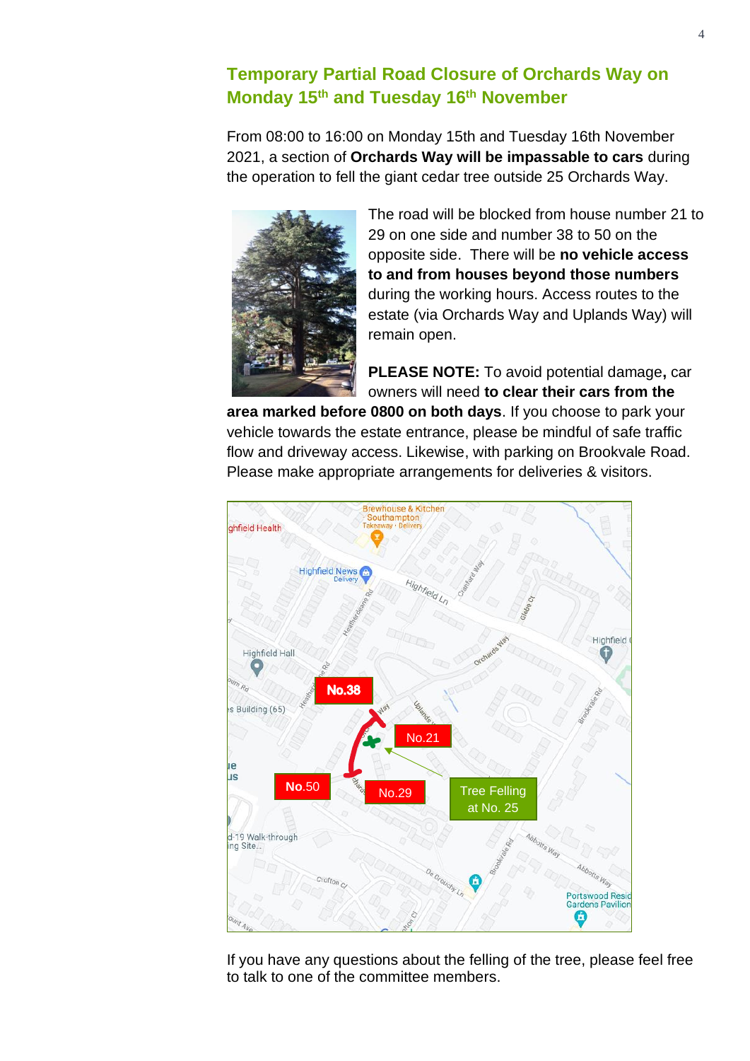## Temporary Partial Road Closure of Orchards Way on Monday 15th and Tuesday 16th November

From 08:00 to 16:00 on Monday 15th and Tuesday 16th November 2021, a section of **Orchards Way will be impassable to cars** during the operation to fell the giant cedar tree outside 25 Orchards Way.

The road will be blocked from house number 21 to 29 on one side and number 38 to 50 on the opposite side. There will be **no vehicle access to and from houses beyond those numbers** during the working hours. Access routes to the estate (via Orchards Way and Uplands Way) will remain open.

**PLEASE NOTE:** To avoid potential damage**,** car owners will need **to clear their cars from the area marked before 0800 on both days**. If you choose to park your vehicle towards the estate entrance, please be mindful of safe traffic flow and driveway access. Likewise, with parking on Brookvale Road. Please make appropriate arrangements for deliveries & visitors.

No.38

No.21

No.50

No.29

Tree Felling at No. 25

If you have any questions about the felling of the tree, please feel free to talk to one of the committee members.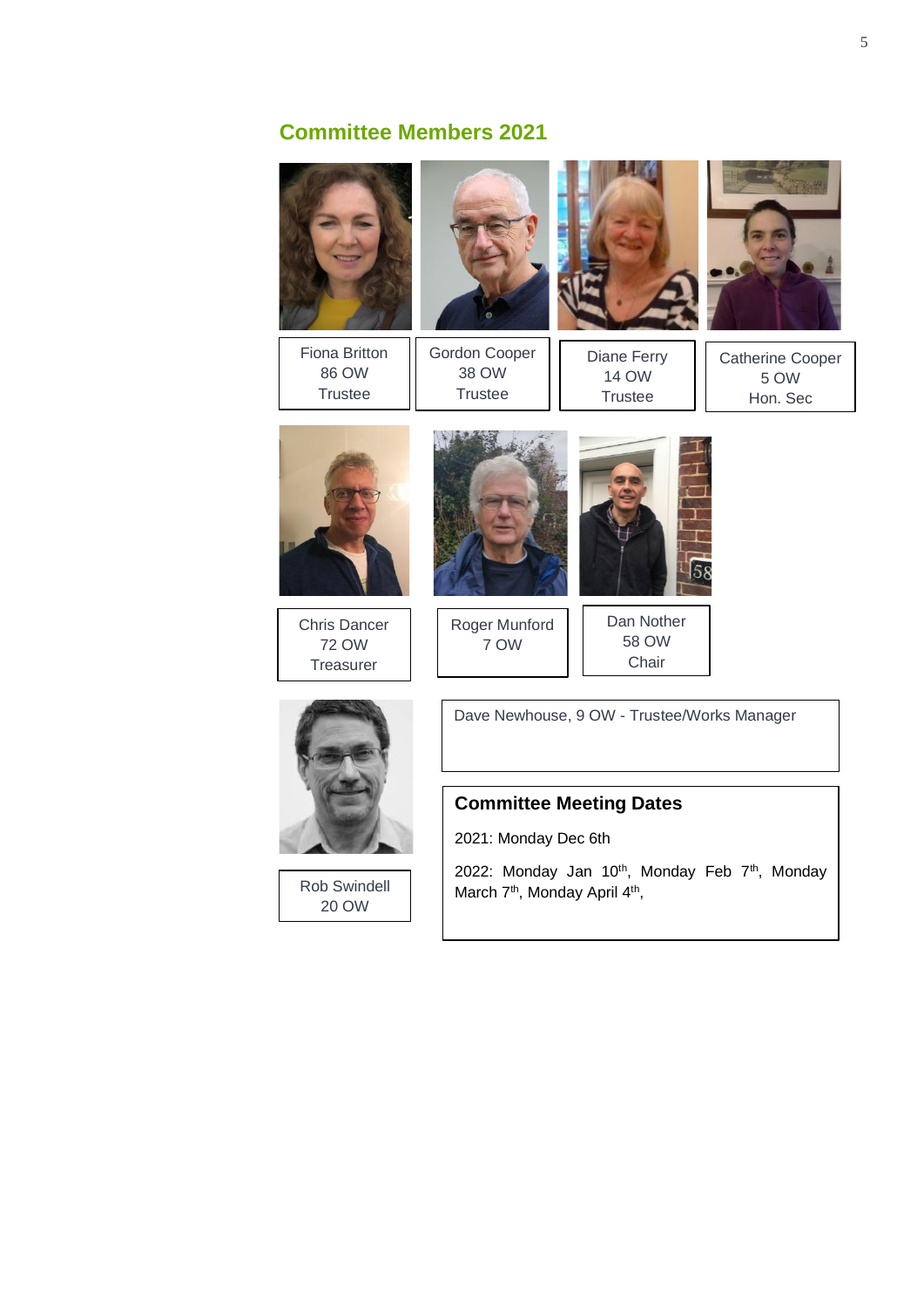## Committee Members 2021

Fiona Britton
86 OW
Trustee

Gordon Cooper
38 OW
Trustee

Diane Ferry
14 OW
Trustee

Catherine Cooper
5 OW
Hon. Sec

Chris Dancer
72 OW
Treasurer

Roger Munford
7 OW

Dan Nother
58 OW
Chair

Rob Swindell
20 OW

Dave Newhouse, 9 OW - Trustee/Works Manager

### Committee Meeting Dates

2021: Monday Dec 6th

2022: Monday Jan 10th, Monday Feb 7th, Monday March 7th, Monday April 4th,